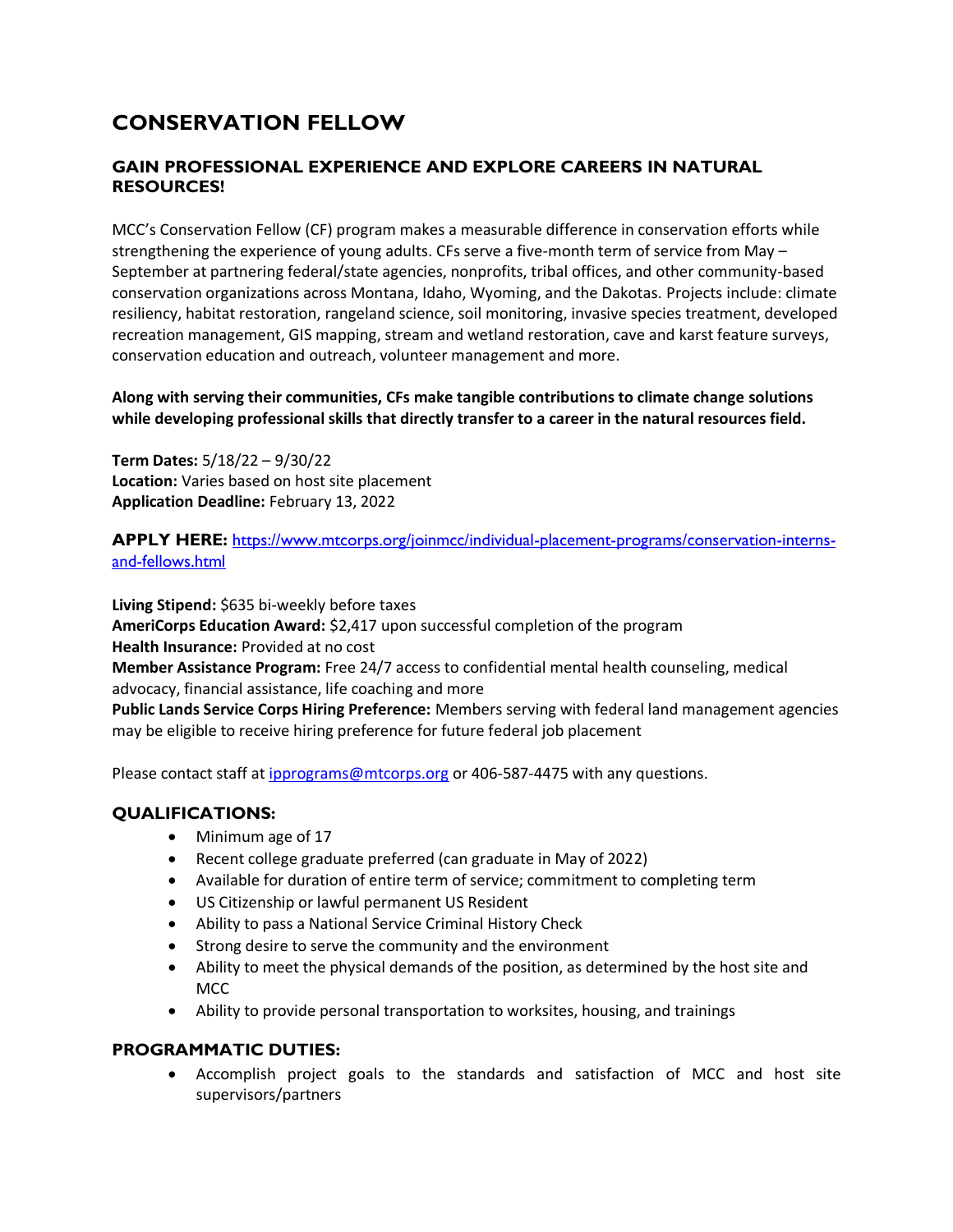# CONSERVATION FELLOW

## GAIN PROFESSIONAL EXPERIENCE AND EXPLORE CAREERS IN NATURAL RESOURCES!

MCC's Conservation Fellow (CF) program makes a measurable difference in conservation efforts while strengthening the experience of young adults. CFs serve a five-month term of service from May – September at partnering federal/state agencies, nonprofits, tribal offices, and other community-based conservation organizations across Montana, Idaho, Wyoming, and the Dakotas. Projects include: climate resiliency, habitat restoration, rangeland science, soil monitoring, invasive species treatment, developed recreation management, GIS mapping, stream and wetland restoration, cave and karst feature surveys, conservation education and outreach, volunteer management and more.

**Along with serving their communities, CFs make tangible contributions to climate change solutions while developing professional skills that directly transfer to a career in the natural resources field.**

**Term Dates:** 5/18/22 – 9/30/22
**Location:** Varies based on host site placement
**Application Deadline:** February 13, 2022

**APPLY HERE:** [https://www.mtcorps.org/joinmcc/individual-placement-programs/conservation-interns-and-fellows.html](https://www.mtcorps.org/joinmcc/individual-placement-programs/conservation-interns-and-fellows.html)

**Living Stipend:** $635 bi-weekly before taxes
**AmeriCorps Education Award:** $2,417 upon successful completion of the program
**Health Insurance:** Provided at no cost
**Member Assistance Program:** Free 24/7 access to confidential mental health counseling, medical advocacy, financial assistance, life coaching and more
**Public Lands Service Corps Hiring Preference:** Members serving with federal land management agencies may be eligible to receive hiring preference for future federal job placement

Please contact staff at [ipprograms@mtcorps.org](mailto:ipprograms@mtcorps.org) or 406-587-4475 with any questions.

### QUALIFICATIONS:

- Minimum age of 17
- Recent college graduate preferred (can graduate in May of 2022)
- Available for duration of entire term of service; commitment to completing term
- US Citizenship or lawful permanent US Resident
- Ability to pass a National Service Criminal History Check
- Strong desire to serve the community and the environment
- Ability to meet the physical demands of the position, as determined by the host site and MCC
- Ability to provide personal transportation to worksites, housing, and trainings

### PROGRAMMATIC DUTIES:

- Accomplish project goals to the standards and satisfaction of MCC and host site supervisors/partners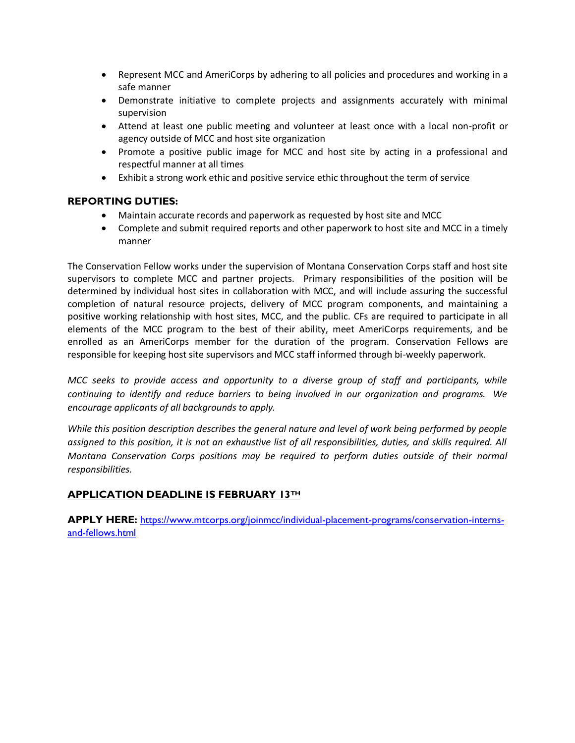- Represent MCC and AmeriCorps by adhering to all policies and procedures and working in a safe manner
- Demonstrate initiative to complete projects and assignments accurately with minimal supervision
- Attend at least one public meeting and volunteer at least once with a local non-profit or agency outside of MCC and host site organization
- Promote a positive public image for MCC and host site by acting in a professional and respectful manner at all times
- Exhibit a strong work ethic and positive service ethic throughout the term of service

**REPORTING DUTIES:**

- Maintain accurate records and paperwork as requested by host site and MCC
- Complete and submit required reports and other paperwork to host site and MCC in a timely manner

The Conservation Fellow works under the supervision of Montana Conservation Corps staff and host site supervisors to complete MCC and partner projects. Primary responsibilities of the position will be determined by individual host sites in collaboration with MCC, and will include assuring the successful completion of natural resource projects, delivery of MCC program components, and maintaining a positive working relationship with host sites, MCC, and the public. CFs are required to participate in all elements of the MCC program to the best of their ability, meet AmeriCorps requirements, and be enrolled as an AmeriCorps member for the duration of the program. Conservation Fellows are responsible for keeping host site supervisors and MCC staff informed through bi-weekly paperwork.

*MCC seeks to provide access and opportunity to a diverse group of staff and participants, while continuing to identify and reduce barriers to being involved in our organization and programs. We encourage applicants of all backgrounds to apply.*

*While this position description describes the general nature and level of work being performed by people assigned to this position, it is not an exhaustive list of all responsibilities, duties, and skills required. All Montana Conservation Corps positions may be required to perform duties outside of their normal responsibilities.*

**APPLICATION DEADLINE IS FEBRUARY 13TH**

**APPLY HERE:** https://www.mtcorps.org/joinmcc/individual-placement-programs/conservation-interns-and-fellows.html